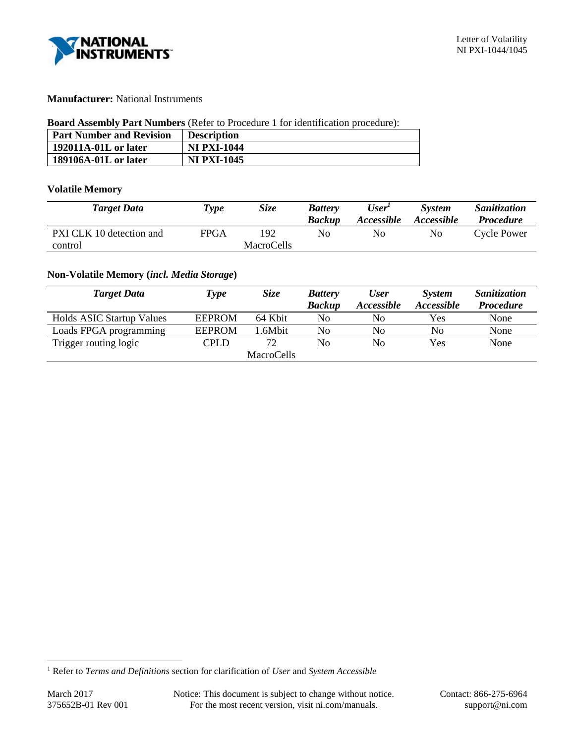Letter of Volatility
NI PXI-1044/1045

**Manufacturer:** National Instruments

**Board Assembly Part Numbers** (Refer to Procedure 1 for identification procedure):

| Part Number and Revision | Description |
|---|---|
| **192011A-01L or later** | **NI PXI-1044** |
| **189106A-01L or later** | **NI PXI-1045** |

**Volatile Memory**

| *Target Data* | *Type* | *Size* | *Battery Backup* | *User[1] Accessible* | *System Accessible* | *Sanitization Procedure* |
|---|---|---|---|---|---|---|
| PXI CLK 10 detection and control | FPGA | 192 MacroCells | No | No | No | Cycle Power |

**Non-Volatile Memory (*incl. Media Storage*)**

| *Target Data* | *Type* | *Size* | *Battery Backup* | *User Accessible* | *System Accessible* | *Sanitization Procedure* |
|---|---|---|---|---|---|---|
| Holds ASIC Startup Values | EEPROM | 64 Kbit | No | No | Yes | None |
| Loads FPGA programming | EEPROM | 1.6Mbit | No | No | No | None |
| Trigger routing logic | CPLD | 72 MacroCells | No | No | Yes | None |

[1] Refer to *Terms and Definitions* section for clarification of *User* and *System Accessible*

March 2017
375652B-01 Rev 001

Notice: This document is subject to change without notice.
For the most recent version, visit ni.com/manuals.

Contact: 866-275-6964
support@ni.com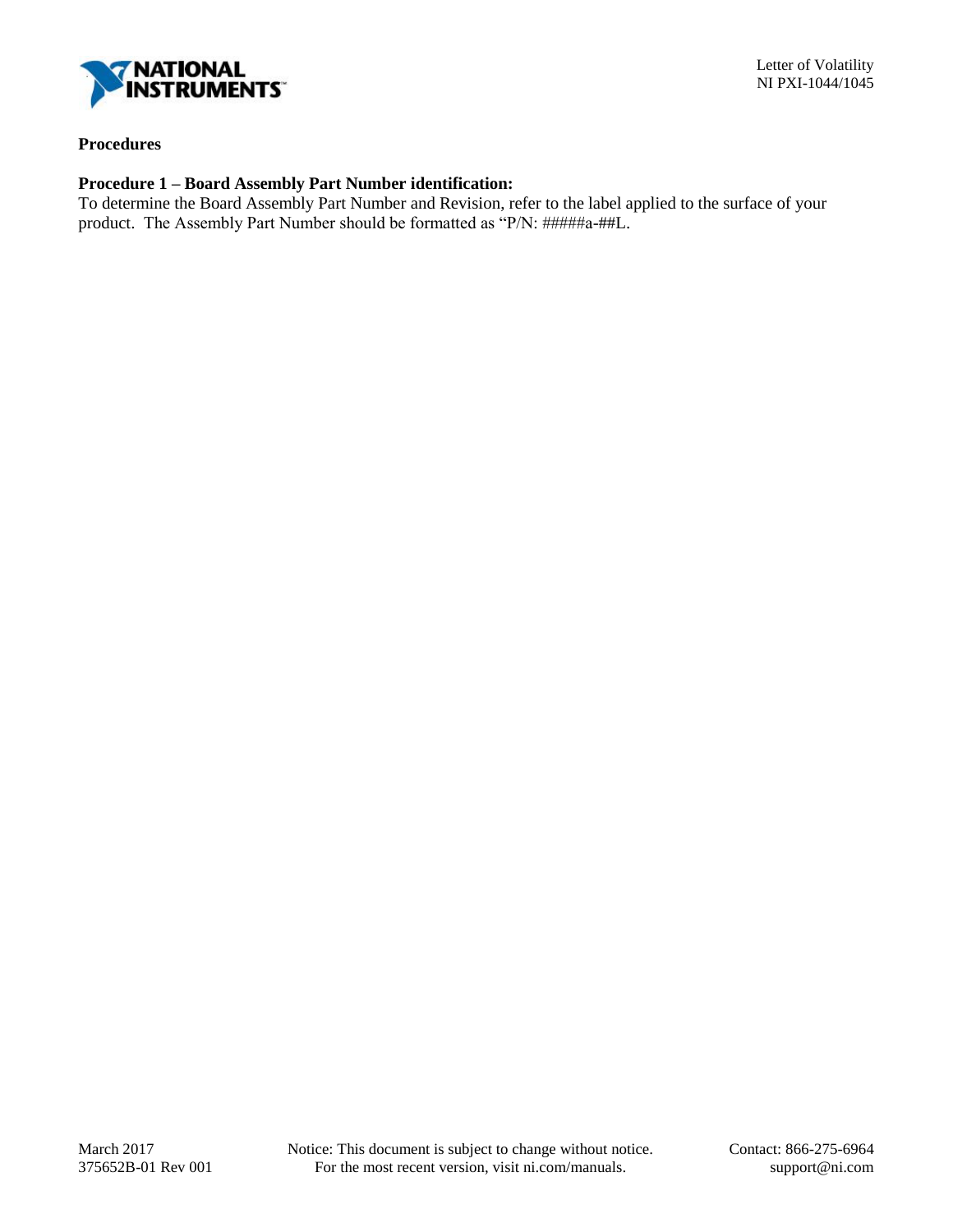**Procedures**

**Procedure 1 – Board Assembly Part Number identification:**
To determine the Board Assembly Part Number and Revision, refer to the label applied to the surface of your product. The Assembly Part Number should be formatted as "P/N: #####a-##L.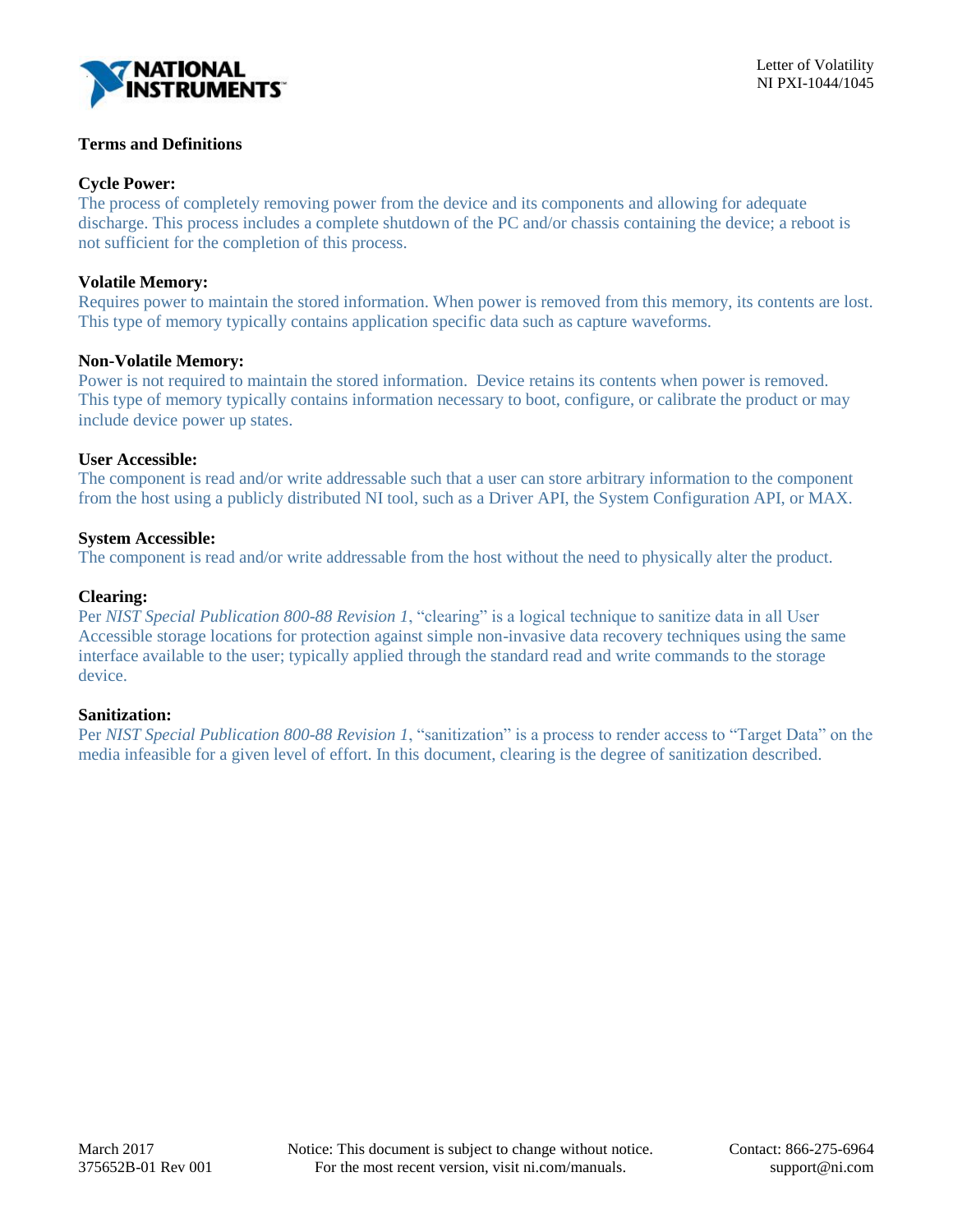## Terms and Definitions

**Cycle Power:**

The process of completely removing power from the device and its components and allowing for adequate discharge. This process includes a complete shutdown of the PC and/or chassis containing the device; a reboot is not sufficient for the completion of this process.

**Volatile Memory:**

Requires power to maintain the stored information. When power is removed from this memory, its contents are lost. This type of memory typically contains application specific data such as capture waveforms.

**Non-Volatile Memory:**

Power is not required to maintain the stored information. Device retains its contents when power is removed. This type of memory typically contains information necessary to boot, configure, or calibrate the product or may include device power up states.

**User Accessible:**

The component is read and/or write addressable such that a user can store arbitrary information to the component from the host using a publicly distributed NI tool, such as a Driver API, the System Configuration API, or MAX.

**System Accessible:**

The component is read and/or write addressable from the host without the need to physically alter the product.

**Clearing:**

Per *NIST Special Publication 800-88 Revision 1*, "clearing" is a logical technique to sanitize data in all User Accessible storage locations for protection against simple non-invasive data recovery techniques using the same interface available to the user; typically applied through the standard read and write commands to the storage device.

**Sanitization:**

Per *NIST Special Publication 800-88 Revision 1*, "sanitization" is a process to render access to "Target Data" on the media infeasible for a given level of effort. In this document, clearing is the degree of sanitization described.